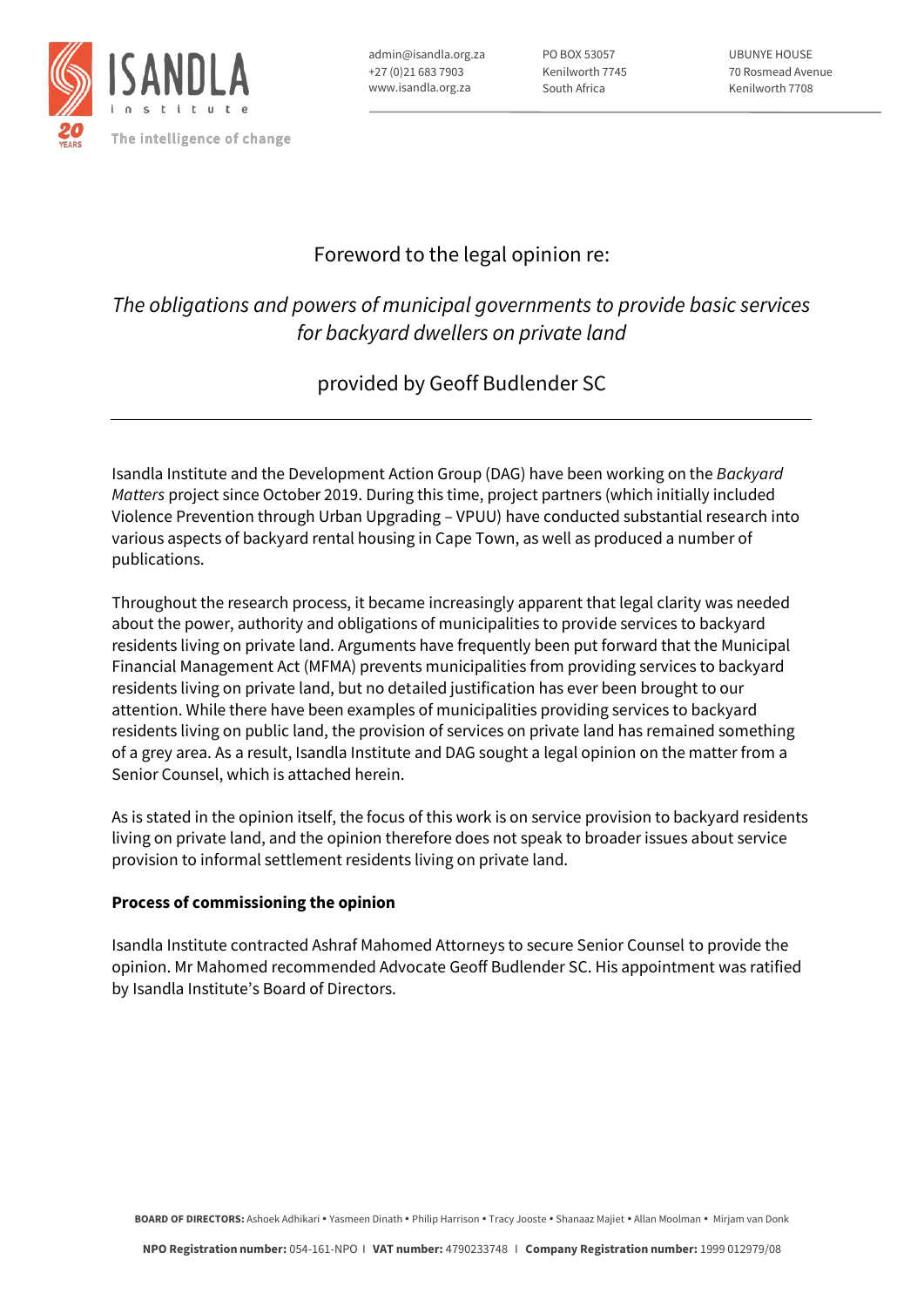ISANDLA institute

20 YEARS

The intelligence of change

admin@isandla.org.za
+27 (0)21 683 7903
www.isandla.org.za

PO BOX 53057
Kenilworth 7745
South Africa

UBUNYE HOUSE
70 Rosmead Avenue
Kenilworth 7708

# Foreword to the legal opinion re:

## *The obligations and powers of municipal governments to provide basic services for backyard dwellers on private land*

## provided by Geoff Budlender SC

---

Isandla Institute and the Development Action Group (DAG) have been working on the *Backyard Matters* project since October 2019. During this time, project partners (which initially included Violence Prevention through Urban Upgrading – VPUU) have conducted substantial research into various aspects of backyard rental housing in Cape Town, as well as produced a number of publications.

Throughout the research process, it became increasingly apparent that legal clarity was needed about the power, authority and obligations of municipalities to provide services to backyard residents living on private land. Arguments have frequently been put forward that the Municipal Financial Management Act (MFMA) prevents municipalities from providing services to backyard residents living on private land, but no detailed justification has ever been brought to our attention. While there have been examples of municipalities providing services to backyard residents living on public land, the provision of services on private land has remained something of a grey area. As a result, Isandla Institute and DAG sought a legal opinion on the matter from a Senior Counsel, which is attached herein.

As is stated in the opinion itself, the focus of this work is on service provision to backyard residents living on private land, and the opinion therefore does not speak to broader issues about service provision to informal settlement residents living on private land.

**Process of commissioning the opinion**

Isandla Institute contracted Ashraf Mahomed Attorneys to secure Senior Counsel to provide the opinion. Mr Mahomed recommended Advocate Geoff Budlender SC. His appointment was ratified by Isandla Institute's Board of Directors.

**BOARD OF DIRECTORS:** Ashoek Adhikari • Yasmeen Dinath • Philip Harrison • Tracy Jooste • Shanaaz Majiet • Allan Moolman • Mirjam van Donk

**NPO Registration number:** 054-161-NPO | **VAT number:** 4790233748 | **Company Registration number:** 1999 012979/08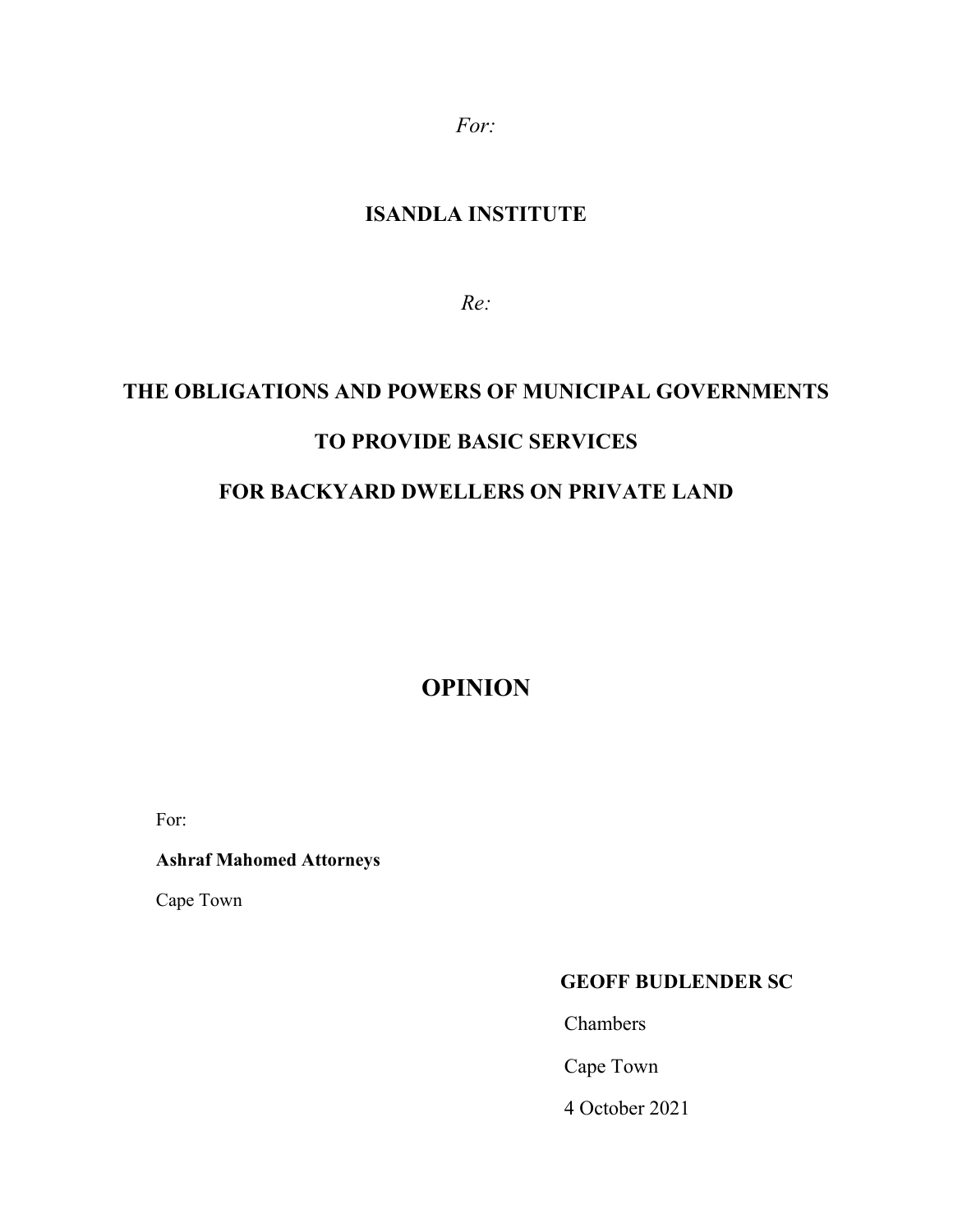*For:*

**ISANDLA INSTITUTE**

*Re:*

# THE OBLIGATIONS AND POWERS OF MUNICIPAL GOVERNMENTS TO PROVIDE BASIC SERVICES FOR BACKYARD DWELLERS ON PRIVATE LAND

# OPINION

For:

**Ashraf Mahomed Attorneys**

Cape Town

**GEOFF BUDLENDER SC**

Chambers

Cape Town

4 October 2021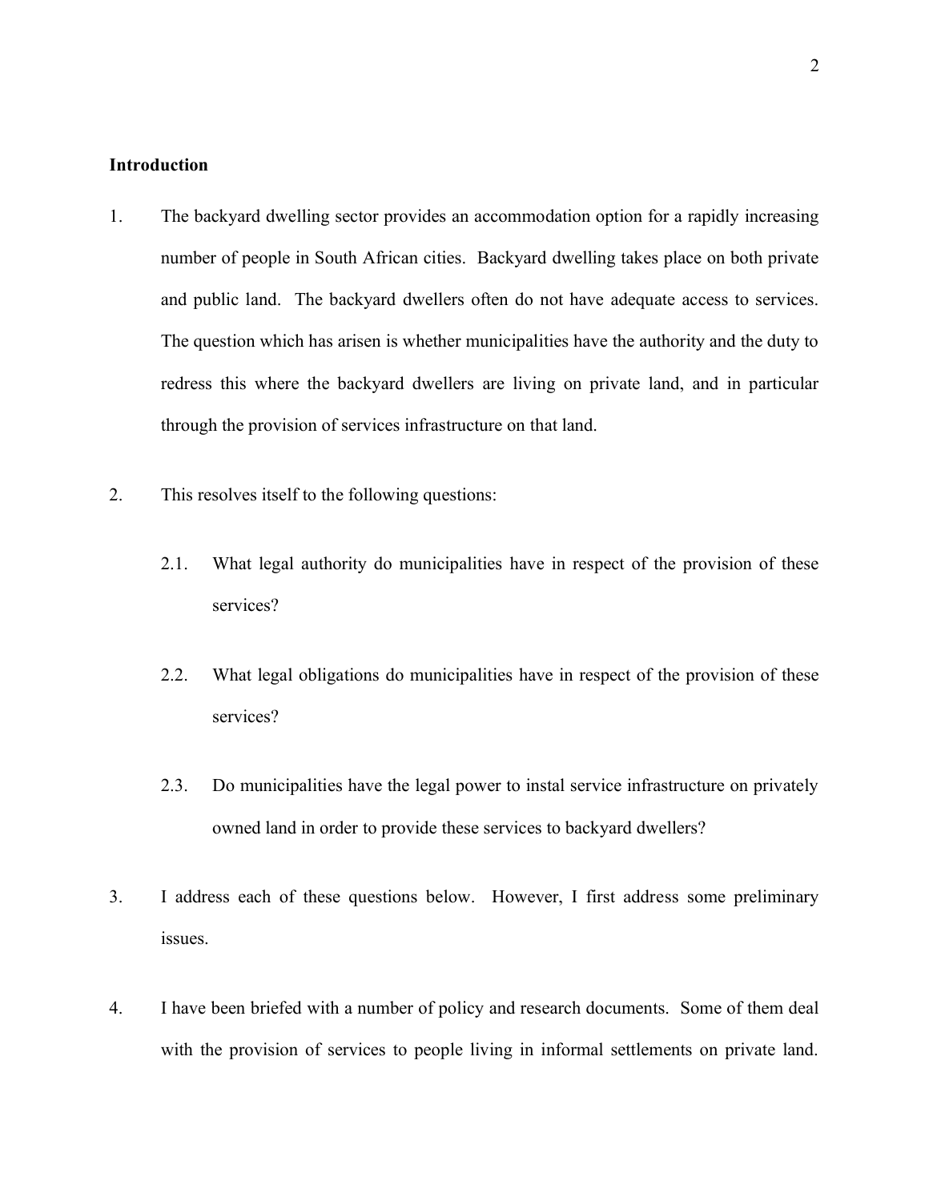**Introduction**

1. The backyard dwelling sector provides an accommodation option for a rapidly increasing number of people in South African cities. Backyard dwelling takes place on both private and public land. The backyard dwellers often do not have adequate access to services. The question which has arisen is whether municipalities have the authority and the duty to redress this where the backyard dwellers are living on private land, and in particular through the provision of services infrastructure on that land.

2. This resolves itself to the following questions:

   2.1. What legal authority do municipalities have in respect of the provision of these services?

   2.2. What legal obligations do municipalities have in respect of the provision of these services?

   2.3. Do municipalities have the legal power to instal service infrastructure on privately owned land in order to provide these services to backyard dwellers?

3. I address each of these questions below. However, I first address some preliminary issues.

4. I have been briefed with a number of policy and research documents. Some of them deal with the provision of services to people living in informal settlements on private land.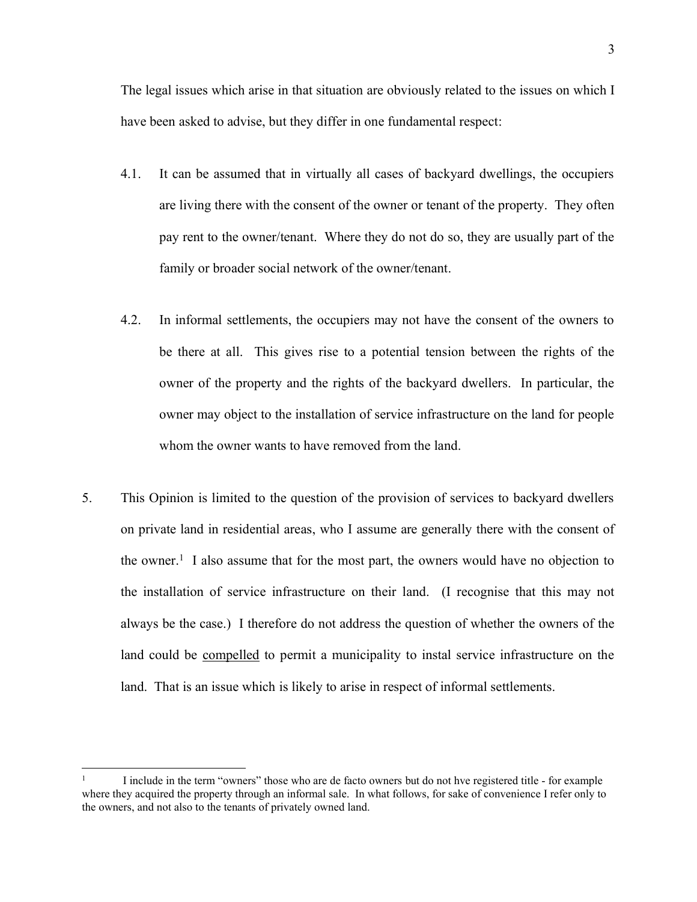The legal issues which arise in that situation are obviously related to the issues on which I have been asked to advise, but they differ in one fundamental respect:

4.1. It can be assumed that in virtually all cases of backyard dwellings, the occupiers are living there with the consent of the owner or tenant of the property. They often pay rent to the owner/tenant. Where they do not do so, they are usually part of the family or broader social network of the owner/tenant.

4.2. In informal settlements, the occupiers may not have the consent of the owners to be there at all. This gives rise to a potential tension between the rights of the owner of the property and the rights of the backyard dwellers. In particular, the owner may object to the installation of service infrastructure on the land for people whom the owner wants to have removed from the land.

5. This Opinion is limited to the question of the provision of services to backyard dwellers on private land in residential areas, who I assume are generally there with the consent of the owner.[1] I also assume that for the most part, the owners would have no objection to the installation of service infrastructure on their land. (I recognise that this may not always be the case.) I therefore do not address the question of whether the owners of the land could be <u>compelled</u> to permit a municipality to instal service infrastructure on the land. That is an issue which is likely to arise in respect of informal settlements.

---

[1] I include in the term "owners" those who are de facto owners but do not hve registered title - for example where they acquired the property through an informal sale. In what follows, for sake of convenience I refer only to the owners, and not also to the tenants of privately owned land.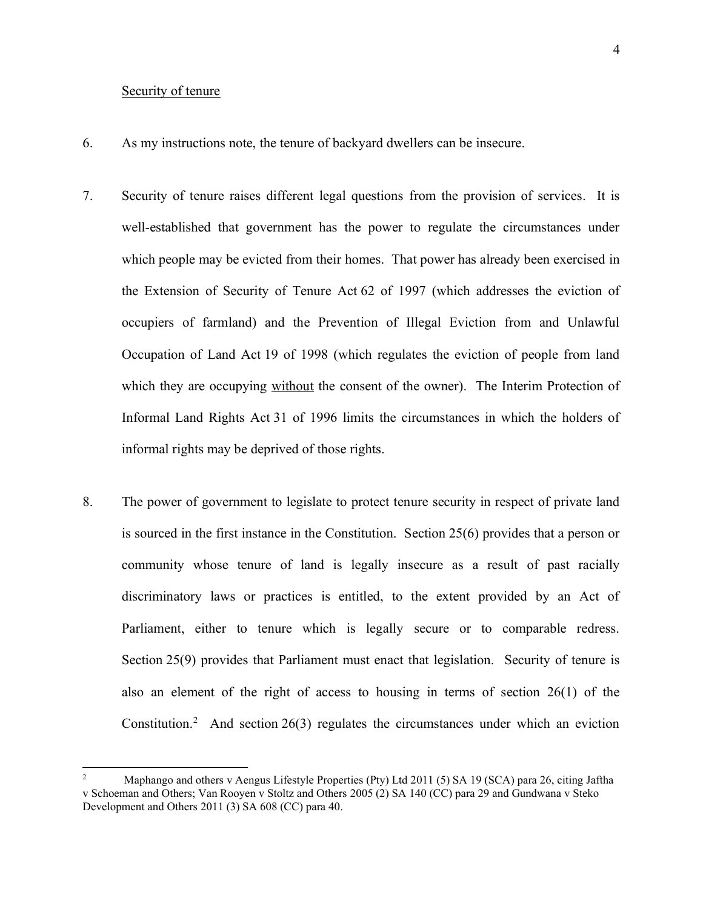<u>Security of tenure</u>

6. As my instructions note, the tenure of backyard dwellers can be insecure.

7. Security of tenure raises different legal questions from the provision of services. It is well-established that government has the power to regulate the circumstances under which people may be evicted from their homes. That power has already been exercised in the Extension of Security of Tenure Act 62 of 1997 (which addresses the eviction of occupiers of farmland) and the Prevention of Illegal Eviction from and Unlawful Occupation of Land Act 19 of 1998 (which regulates the eviction of people from land which they are occupying <u>without</u> the consent of the owner). The Interim Protection of Informal Land Rights Act 31 of 1996 limits the circumstances in which the holders of informal rights may be deprived of those rights.

8. The power of government to legislate to protect tenure security in respect of private land is sourced in the first instance in the Constitution. Section 25(6) provides that a person or community whose tenure of land is legally insecure as a result of past racially discriminatory laws or practices is entitled, to the extent provided by an Act of Parliament, either to tenure which is legally secure or to comparable redress. Section 25(9) provides that Parliament must enact that legislation. Security of tenure is also an element of the right of access to housing in terms of section 26(1) of the Constitution.[2] And section 26(3) regulates the circumstances under which an eviction

---

[2] Maphango and others v Aengus Lifestyle Properties (Pty) Ltd 2011 (5) SA 19 (SCA) para 26, citing Jaftha v Schoeman and Others; Van Rooyen v Stoltz and Others 2005 (2) SA 140 (CC) para 29 and Gundwana v Steko Development and Others 2011 (3) SA 608 (CC) para 40.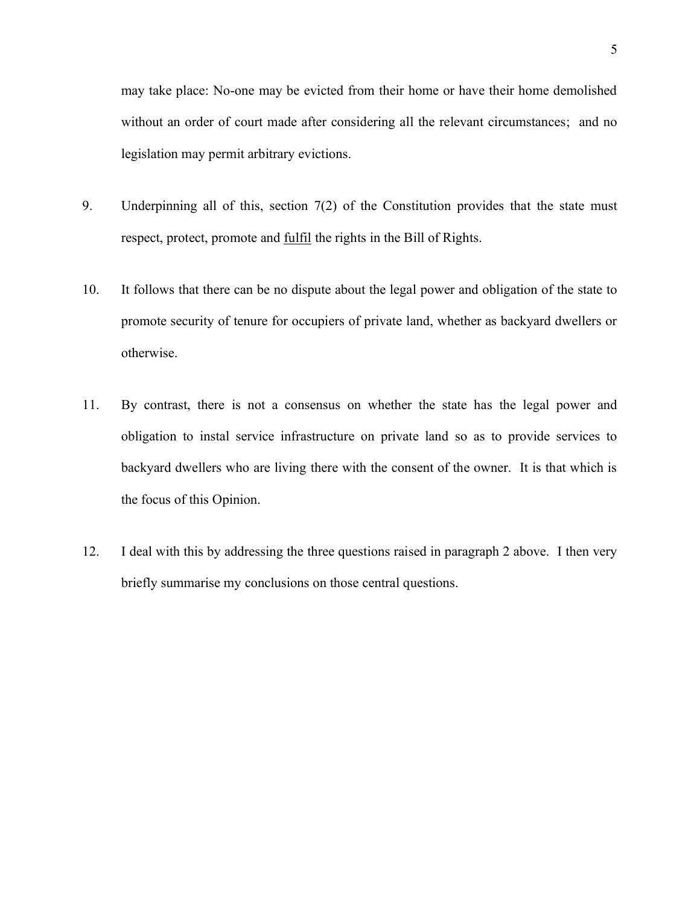may take place: No-one may be evicted from their home or have their home demolished without an order of court made after considering all the relevant circumstances; and no legislation may permit arbitrary evictions.

9. Underpinning all of this, section 7(2) of the Constitution provides that the state must respect, protect, promote and <u>fulfil</u> the rights in the Bill of Rights.

10. It follows that there can be no dispute about the legal power and obligation of the state to promote security of tenure for occupiers of private land, whether as backyard dwellers or otherwise.

11. By contrast, there is not a consensus on whether the state has the legal power and obligation to instal service infrastructure on private land so as to provide services to backyard dwellers who are living there with the consent of the owner. It is that which is the focus of this Opinion.

12. I deal with this by addressing the three questions raised in paragraph 2 above. I then very briefly summarise my conclusions on those central questions.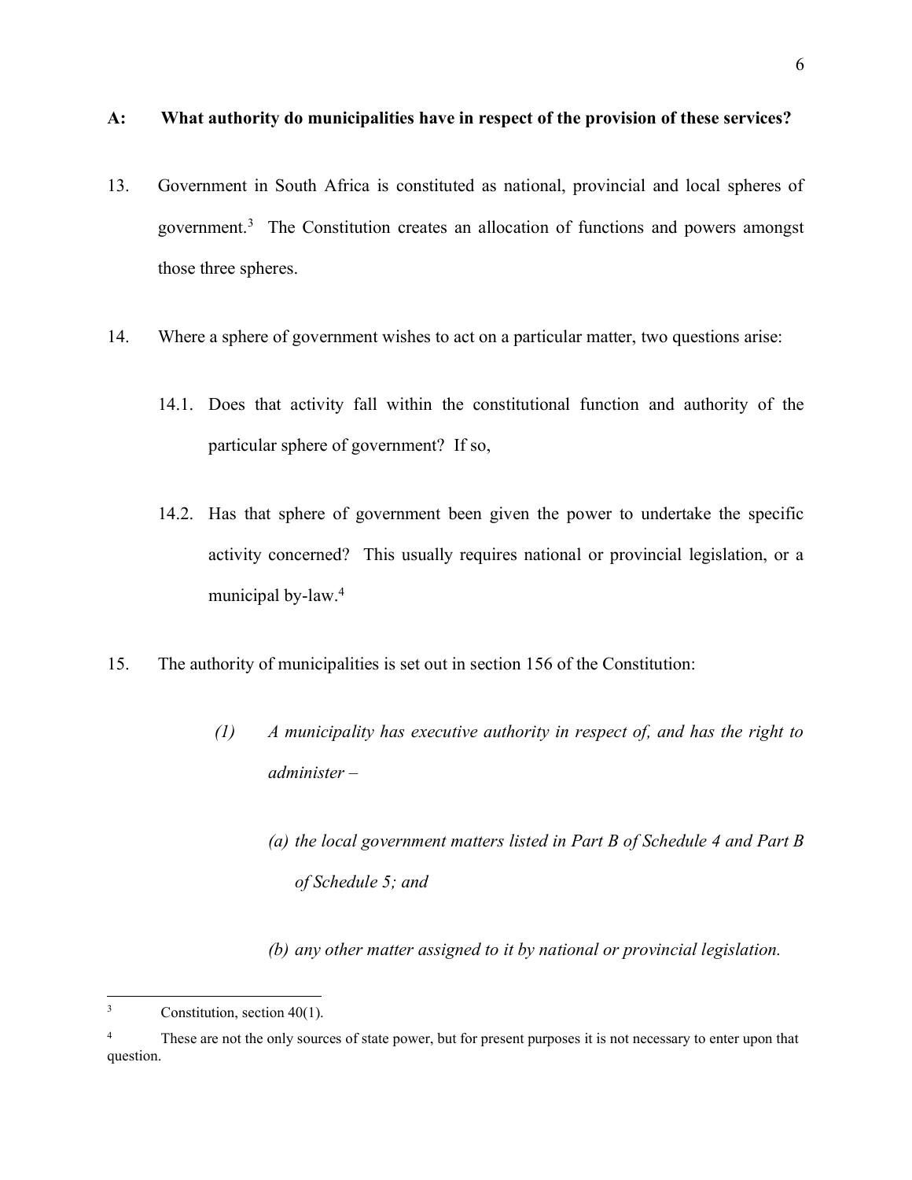**A: What authority do municipalities have in respect of the provision of these services?**

13. Government in South Africa is constituted as national, provincial and local spheres of government.[3] The Constitution creates an allocation of functions and powers amongst those three spheres.

14. Where a sphere of government wishes to act on a particular matter, two questions arise:

    14.1. Does that activity fall within the constitutional function and authority of the particular sphere of government? If so,

    14.2. Has that sphere of government been given the power to undertake the specific activity concerned? This usually requires national or provincial legislation, or a municipal by-law.[4]

15. The authority of municipalities is set out in section 156 of the Constitution:

> *(1) A municipality has executive authority in respect of, and has the right to administer –*
>
> *(a) the local government matters listed in Part B of Schedule 4 and Part B of Schedule 5; and*
>
> *(b) any other matter assigned to it by national or provincial legislation.*

---

[3] Constitution, section 40(1).

[4] These are not the only sources of state power, but for present purposes it is not necessary to enter upon that question.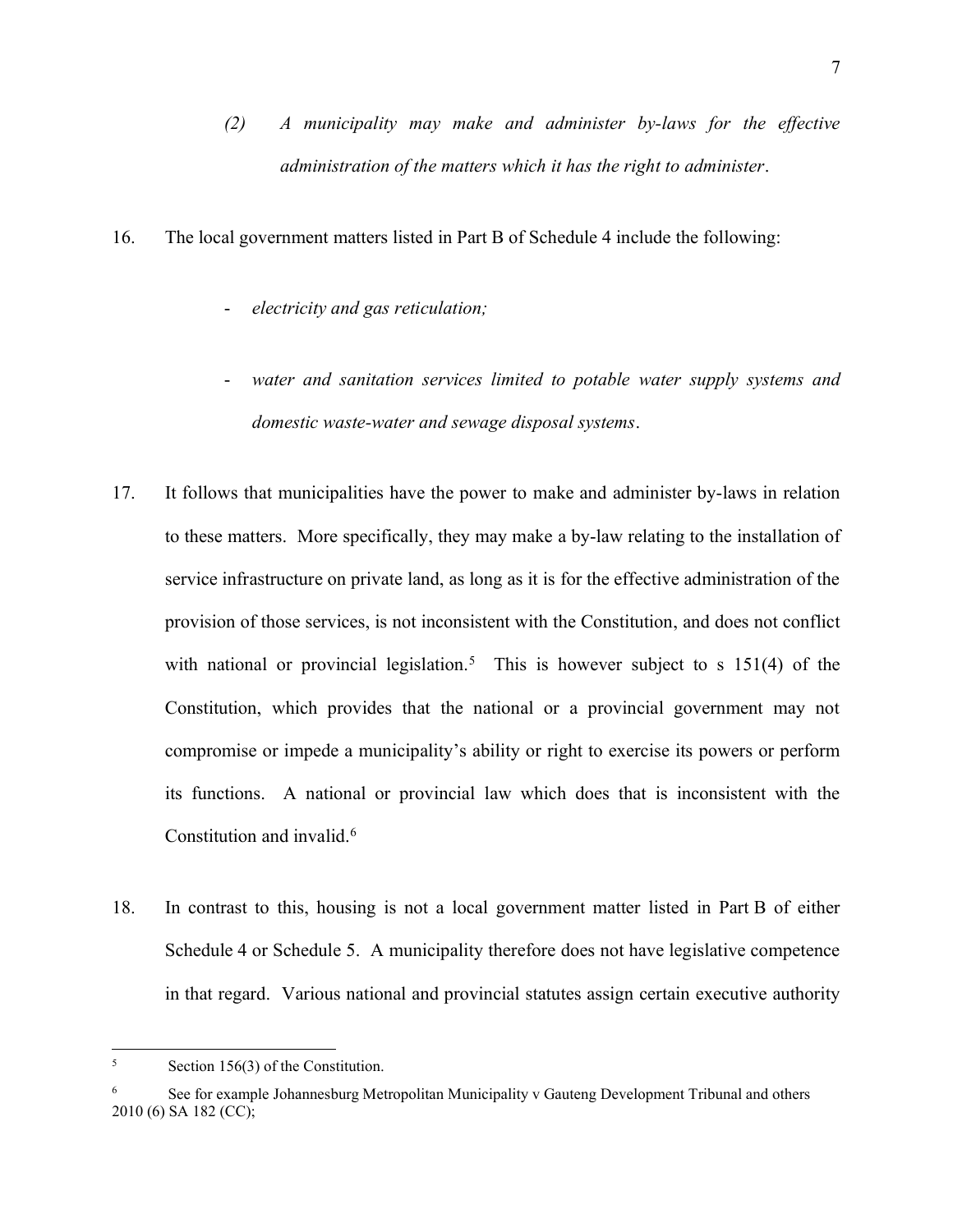*(2) A municipality may make and administer by-laws for the effective administration of the matters which it has the right to administer*.

16. The local government matters listed in Part B of Schedule 4 include the following:

- *electricity and gas reticulation;*
- *water and sanitation services limited to potable water supply systems and domestic waste-water and sewage disposal systems*.

17. It follows that municipalities have the power to make and administer by-laws in relation to these matters. More specifically, they may make a by-law relating to the installation of service infrastructure on private land, as long as it is for the effective administration of the provision of those services, is not inconsistent with the Constitution, and does not conflict with national or provincial legislation.[5] This is however subject to s 151(4) of the Constitution, which provides that the national or a provincial government may not compromise or impede a municipality's ability or right to exercise its powers or perform its functions. A national or provincial law which does that is inconsistent with the Constitution and invalid.[6]

18. In contrast to this, housing is not a local government matter listed in Part B of either Schedule 4 or Schedule 5. A municipality therefore does not have legislative competence in that regard. Various national and provincial statutes assign certain executive authority

---

[5] Section 156(3) of the Constitution.

[6] See for example Johannesburg Metropolitan Municipality v Gauteng Development Tribunal and others 2010 (6) SA 182 (CC);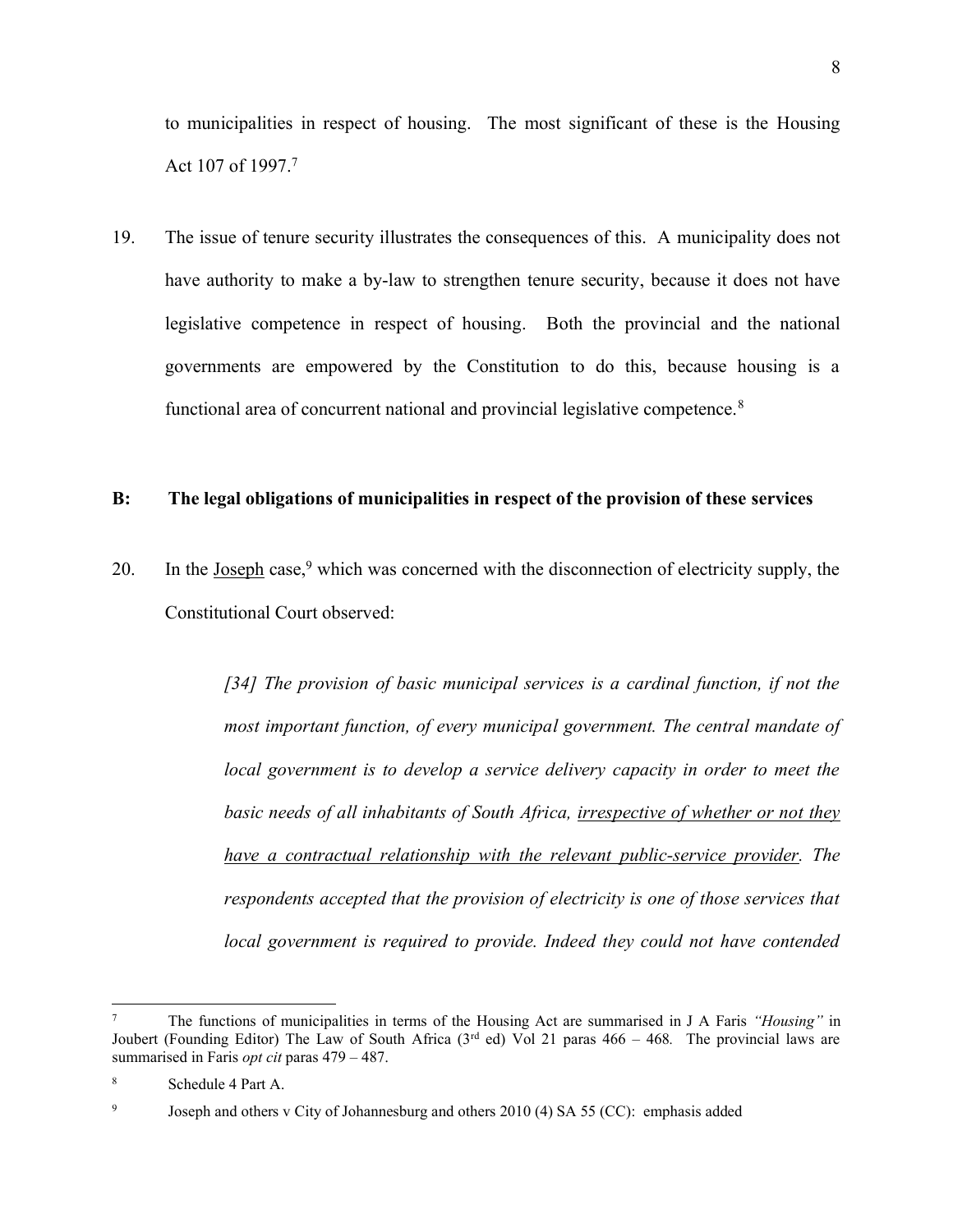to municipalities in respect of housing. The most significant of these is the Housing Act 107 of 1997.[7]

19. The issue of tenure security illustrates the consequences of this. A municipality does not have authority to make a by-law to strengthen tenure security, because it does not have legislative competence in respect of housing. Both the provincial and the national governments are empowered by the Constitution to do this, because housing is a functional area of concurrent national and provincial legislative competence.[8]

**B: The legal obligations of municipalities in respect of the provision of these services**

20. In the <u>Joseph</u> case,[9] which was concerned with the disconnection of electricity supply, the Constitutional Court observed:

> *[34] The provision of basic municipal services is a cardinal function, if not the most important function, of every municipal government. The central mandate of local government is to develop a service delivery capacity in order to meet the basic needs of all inhabitants of South Africa, <u>irrespective of whether or not they have a contractual relationship with the relevant public-service provider</u>. The respondents accepted that the provision of electricity is one of those services that local government is required to provide. Indeed they could not have contended*

---

[7] The functions of municipalities in terms of the Housing Act are summarised in J A Faris *"Housing"* in Joubert (Founding Editor) The Law of South Africa (3rd ed) Vol 21 paras 466 – 468. The provincial laws are summarised in Faris *opt cit* paras 479 – 487.

[8] Schedule 4 Part A.

[9] Joseph and others v City of Johannesburg and others 2010 (4) SA 55 (CC): emphasis added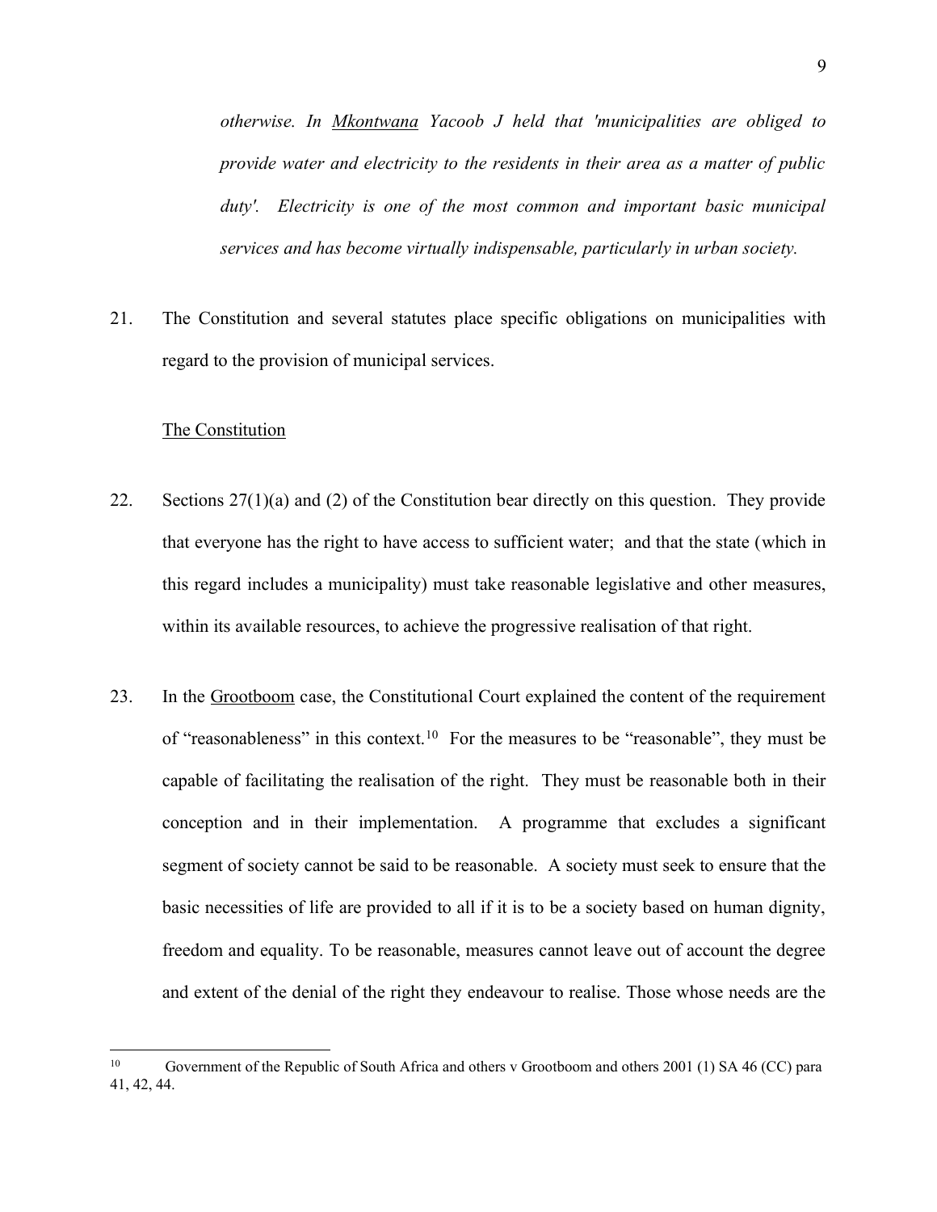*otherwise. In <u>Mkontwana</u> Yacoob J held that 'municipalities are obliged to provide water and electricity to the residents in their area as a matter of public duty'. Electricity is one of the most common and important basic municipal services and has become virtually indispensable, particularly in urban society.*

21. The Constitution and several statutes place specific obligations on municipalities with regard to the provision of municipal services.

<u>The Constitution</u>

22. Sections 27(1)(a) and (2) of the Constitution bear directly on this question. They provide that everyone has the right to have access to sufficient water; and that the state (which in this regard includes a municipality) must take reasonable legislative and other measures, within its available resources, to achieve the progressive realisation of that right.

23. In the <u>Grootboom</u> case, the Constitutional Court explained the content of the requirement of "reasonableness" in this context.[10] For the measures to be "reasonable", they must be capable of facilitating the realisation of the right. They must be reasonable both in their conception and in their implementation. A programme that excludes a significant segment of society cannot be said to be reasonable. A society must seek to ensure that the basic necessities of life are provided to all if it is to be a society based on human dignity, freedom and equality. To be reasonable, measures cannot leave out of account the degree and extent of the denial of the right they endeavour to realise. Those whose needs are the

---

[10] Government of the Republic of South Africa and others v Grootboom and others 2001 (1) SA 46 (CC) para 41, 42, 44.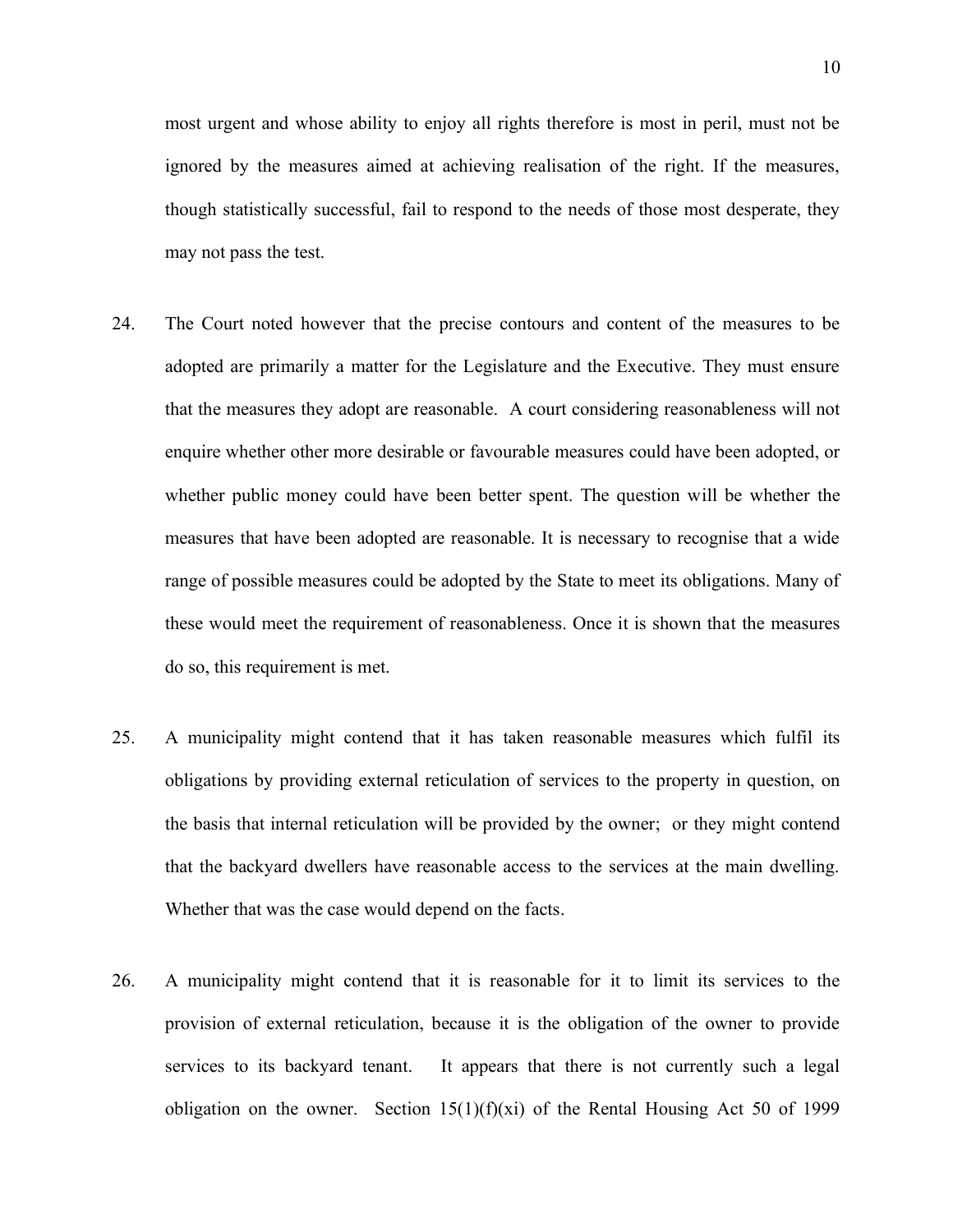most urgent and whose ability to enjoy all rights therefore is most in peril, must not be ignored by the measures aimed at achieving realisation of the right. If the measures, though statistically successful, fail to respond to the needs of those most desperate, they may not pass the test.

24. The Court noted however that the precise contours and content of the measures to be adopted are primarily a matter for the Legislature and the Executive. They must ensure that the measures they adopt are reasonable. A court considering reasonableness will not enquire whether other more desirable or favourable measures could have been adopted, or whether public money could have been better spent. The question will be whether the measures that have been adopted are reasonable. It is necessary to recognise that a wide range of possible measures could be adopted by the State to meet its obligations. Many of these would meet the requirement of reasonableness. Once it is shown that the measures do so, this requirement is met.

25. A municipality might contend that it has taken reasonable measures which fulfil its obligations by providing external reticulation of services to the property in question, on the basis that internal reticulation will be provided by the owner; or they might contend that the backyard dwellers have reasonable access to the services at the main dwelling. Whether that was the case would depend on the facts.

26. A municipality might contend that it is reasonable for it to limit its services to the provision of external reticulation, because it is the obligation of the owner to provide services to its backyard tenant. It appears that there is not currently such a legal obligation on the owner. Section 15(1)(f)(xi) of the Rental Housing Act 50 of 1999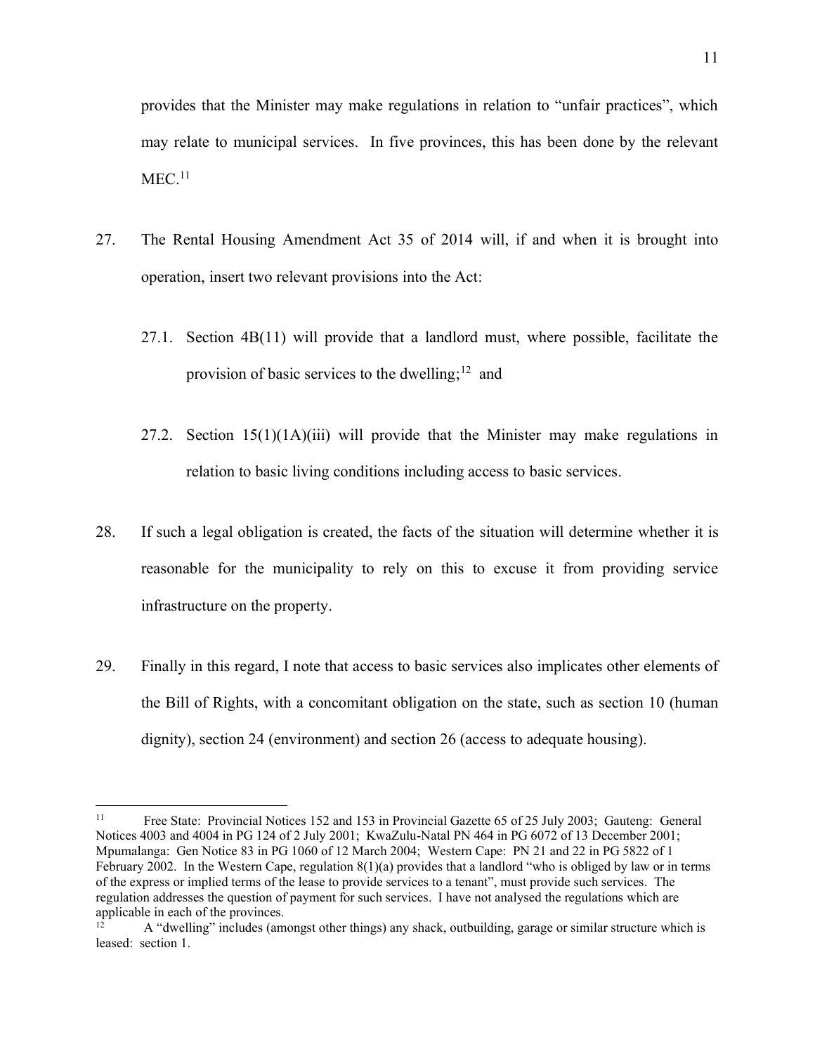provides that the Minister may make regulations in relation to "unfair practices", which may relate to municipal services. In five provinces, this has been done by the relevant MEC.[11]

27. The Rental Housing Amendment Act 35 of 2014 will, if and when it is brought into operation, insert two relevant provisions into the Act:

    27.1. Section 4B(11) will provide that a landlord must, where possible, facilitate the provision of basic services to the dwelling;[12] and

    27.2. Section 15(1)(1A)(iii) will provide that the Minister may make regulations in relation to basic living conditions including access to basic services.

28. If such a legal obligation is created, the facts of the situation will determine whether it is reasonable for the municipality to rely on this to excuse it from providing service infrastructure on the property.

29. Finally in this regard, I note that access to basic services also implicates other elements of the Bill of Rights, with a concomitant obligation on the state, such as section 10 (human dignity), section 24 (environment) and section 26 (access to adequate housing).

---

[11] Free State: Provincial Notices 152 and 153 in Provincial Gazette 65 of 25 July 2003; Gauteng: General Notices 4003 and 4004 in PG 124 of 2 July 2001; KwaZulu-Natal PN 464 in PG 6072 of 13 December 2001; Mpumalanga: Gen Notice 83 in PG 1060 of 12 March 2004; Western Cape: PN 21 and 22 in PG 5822 of 1 February 2002. In the Western Cape, regulation 8(1)(a) provides that a landlord "who is obliged by law or in terms of the express or implied terms of the lease to provide services to a tenant", must provide such services. The regulation addresses the question of payment for such services. I have not analysed the regulations which are applicable in each of the provinces.

[12] A "dwelling" includes (amongst other things) any shack, outbuilding, garage or similar structure which is leased: section 1.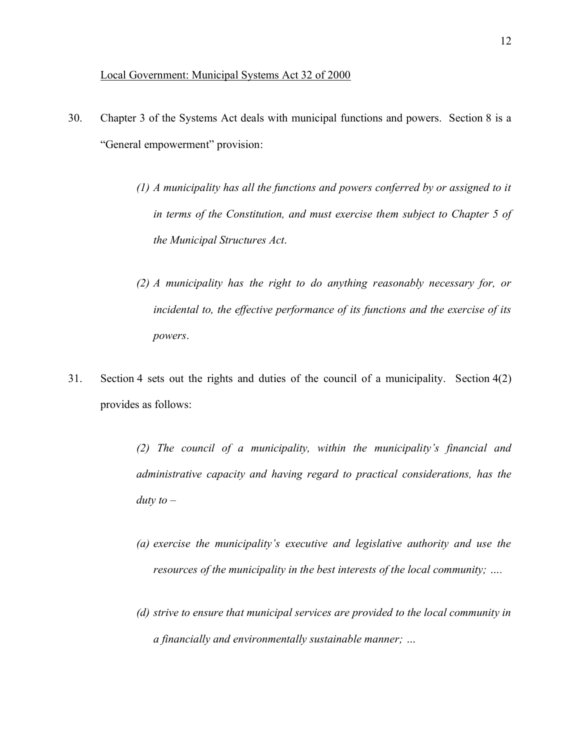Local Government: Municipal Systems Act 32 of 2000

30. Chapter 3 of the Systems Act deals with municipal functions and powers. Section 8 is a "General empowerment" provision:

> *(1) A municipality has all the functions and powers conferred by or assigned to it in terms of the Constitution, and must exercise them subject to Chapter 5 of the Municipal Structures Act.*
>
> *(2) A municipality has the right to do anything reasonably necessary for, or incidental to, the effective performance of its functions and the exercise of its powers.*

31. Section 4 sets out the rights and duties of the council of a municipality. Section 4(2) provides as follows:

> *(2) The council of a municipality, within the municipality's financial and administrative capacity and having regard to practical considerations, has the duty to –*
>
> *(a) exercise the municipality's executive and legislative authority and use the resources of the municipality in the best interests of the local community; ….*
>
> *(d) strive to ensure that municipal services are provided to the local community in a financially and environmentally sustainable manner; …*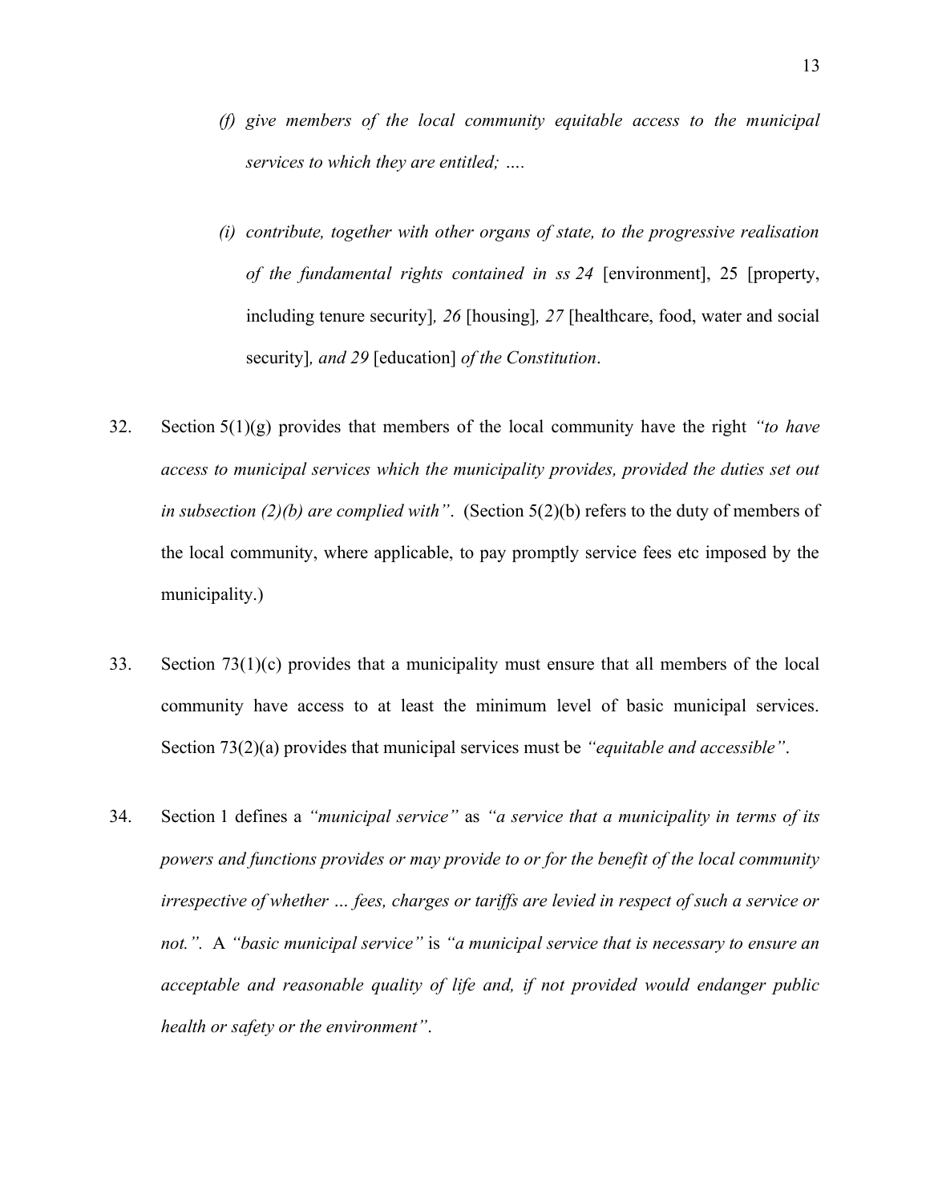> (f) *give members of the local community equitable access to the municipal services to which they are entitled; ….*
>
> (i) *contribute, together with other organs of state, to the progressive realisation of the fundamental rights contained in ss 24* [environment], 25 [property, including tenure security]*, 26* [housing]*, 27* [healthcare, food, water and social security]*, and 29* [education] *of the Constitution*.

32. Section 5(1)(g) provides that members of the local community have the right *"to have access to municipal services which the municipality provides, provided the duties set out in subsection (2)(b) are complied with"*. (Section 5(2)(b) refers to the duty of members of the local community, where applicable, to pay promptly service fees etc imposed by the municipality.)

33. Section 73(1)(c) provides that a municipality must ensure that all members of the local community have access to at least the minimum level of basic municipal services. Section 73(2)(a) provides that municipal services must be *"equitable and accessible"*.

34. Section 1 defines a *"municipal service"* as *"a service that a municipality in terms of its powers and functions provides or may provide to or for the benefit of the local community irrespective of whether … fees, charges or tariffs are levied in respect of such a service or not."*. A *"basic municipal service"* is *"a municipal service that is necessary to ensure an acceptable and reasonable quality of life and, if not provided would endanger public health or safety or the environment"*.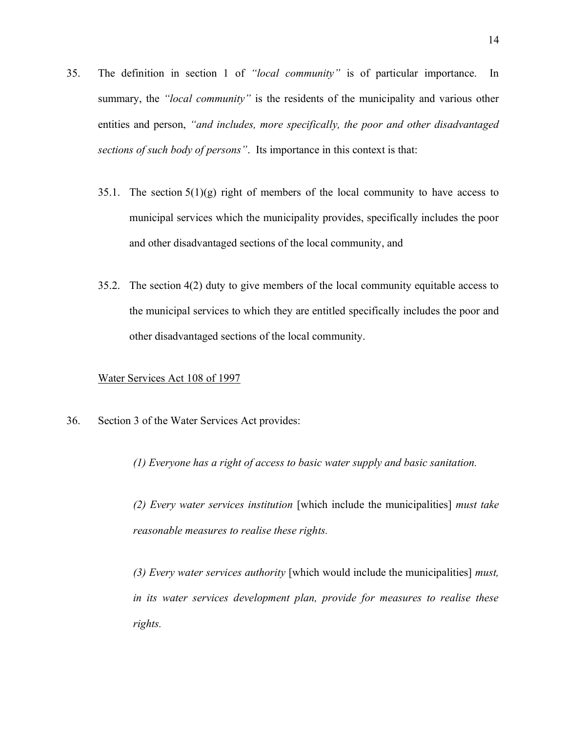35. The definition in section 1 of *"local community"* is of particular importance. In summary, the *"local community"* is the residents of the municipality and various other entities and person, *"and includes, more specifically, the poor and other disadvantaged sections of such body of persons"*. Its importance in this context is that:

    35.1. The section 5(1)(g) right of members of the local community to have access to municipal services which the municipality provides, specifically includes the poor and other disadvantaged sections of the local community, and

    35.2. The section 4(2) duty to give members of the local community equitable access to the municipal services to which they are entitled specifically includes the poor and other disadvantaged sections of the local community.

<u>Water Services Act 108 of 1997</u>

36. Section 3 of the Water Services Act provides:

    > *(1) Everyone has a right of access to basic water supply and basic sanitation.*
    >
    > *(2) Every water services institution* [which include the municipalities] *must take reasonable measures to realise these rights.*
    >
    > *(3) Every water services authority* [which would include the municipalities] *must, in its water services development plan, provide for measures to realise these rights.*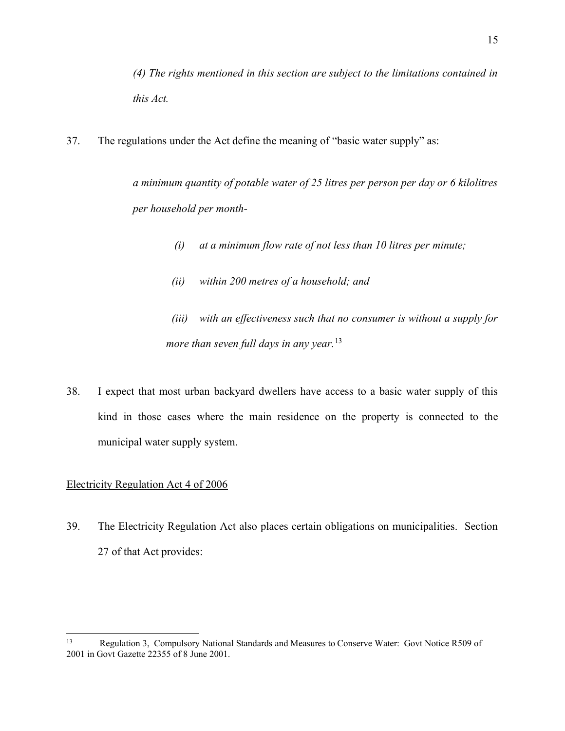*(4) The rights mentioned in this section are subject to the limitations contained in this Act.*

37. The regulations under the Act define the meaning of "basic water supply" as:

> *a minimum quantity of potable water of 25 litres per person per day or 6 kilolitres per household per month-*
>
> *(i) at a minimum flow rate of not less than 10 litres per minute;*
>
> *(ii) within 200 metres of a household; and*
>
> *(iii) with an effectiveness such that no consumer is without a supply for more than seven full days in any year.*[13]

38. I expect that most urban backyard dwellers have access to a basic water supply of this kind in those cases where the main residence on the property is connected to the municipal water supply system.

Electricity Regulation Act 4 of 2006

39. The Electricity Regulation Act also places certain obligations on municipalities. Section 27 of that Act provides:

---

[13] Regulation 3, Compulsory National Standards and Measures to Conserve Water: Govt Notice R509 of 2001 in Govt Gazette 22355 of 8 June 2001.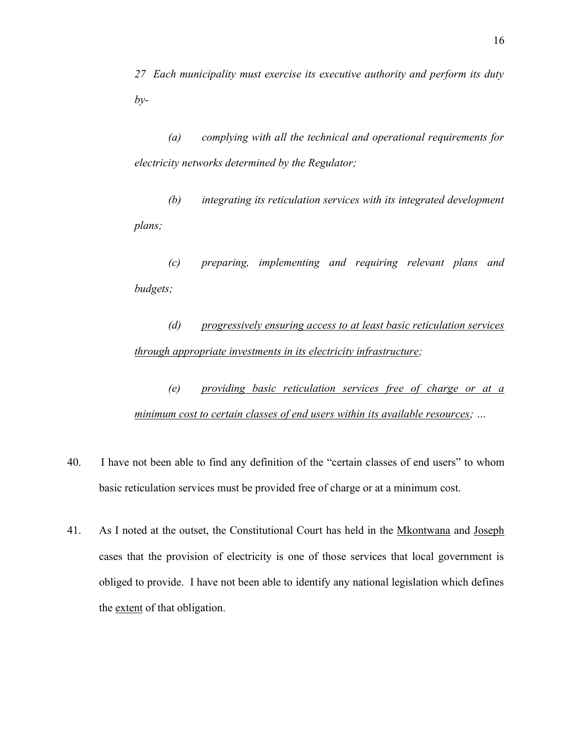*27 Each municipality must exercise its executive authority and perform its duty by-*

> *(a) complying with all the technical and operational requirements for electricity networks determined by the Regulator;*
>
> *(b) integrating its reticulation services with its integrated development plans;*
>
> *(c) preparing, implementing and requiring relevant plans and budgets;*
>
> *(d) <u>progressively ensuring access to at least basic reticulation services through appropriate investments in its electricity infrastructure</u>;*
>
> *(e) <u>providing basic reticulation services free of charge or at a minimum cost to certain classes of end users within its available resources</u>; …*

40. I have not been able to find any definition of the "certain classes of end users" to whom basic reticulation services must be provided free of charge or at a minimum cost.

41. As I noted at the outset, the Constitutional Court has held in the <u>Mkontwana</u> and <u>Joseph</u> cases that the provision of electricity is one of those services that local government is obliged to provide. I have not been able to identify any national legislation which defines the <u>extent</u> of that obligation.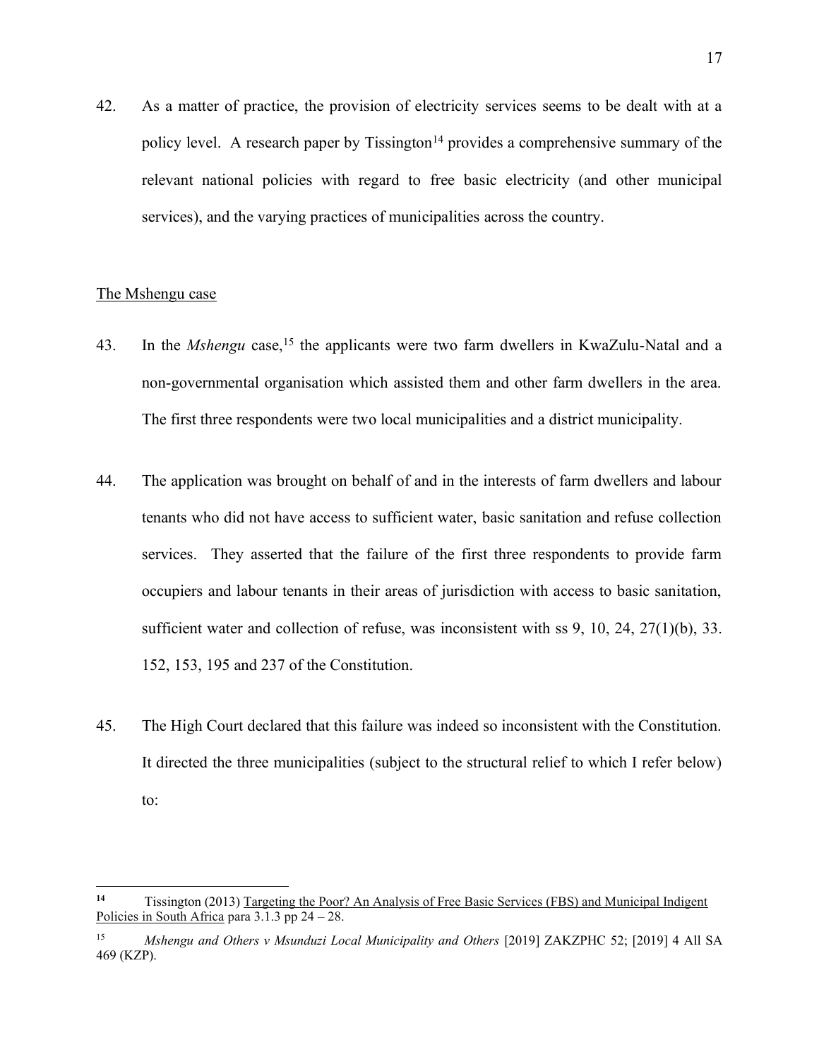42. As a matter of practice, the provision of electricity services seems to be dealt with at a policy level. A research paper by Tissington[14] provides a comprehensive summary of the relevant national policies with regard to free basic electricity (and other municipal services), and the varying practices of municipalities across the country.

<u>The Mshengu case</u>

43. In the *Mshengu* case,[15] the applicants were two farm dwellers in KwaZulu-Natal and a non-governmental organisation which assisted them and other farm dwellers in the area. The first three respondents were two local municipalities and a district municipality.

44. The application was brought on behalf of and in the interests of farm dwellers and labour tenants who did not have access to sufficient water, basic sanitation and refuse collection services. They asserted that the failure of the first three respondents to provide farm occupiers and labour tenants in their areas of jurisdiction with access to basic sanitation, sufficient water and collection of refuse, was inconsistent with ss 9, 10, 24, 27(1)(b), 33. 152, 153, 195 and 237 of the Constitution.

45. The High Court declared that this failure was indeed so inconsistent with the Constitution. It directed the three municipalities (subject to the structural relief to which I refer below) to:

---

[14] Tissington (2013) <u>Targeting the Poor? An Analysis of Free Basic Services (FBS) and Municipal Indigent Policies in South Africa</u> para 3.1.3 pp 24 – 28.

[15] *Mshengu and Others v Msunduzi Local Municipality and Others* [2019] ZAKZPHC 52; [2019] 4 All SA 469 (KZP).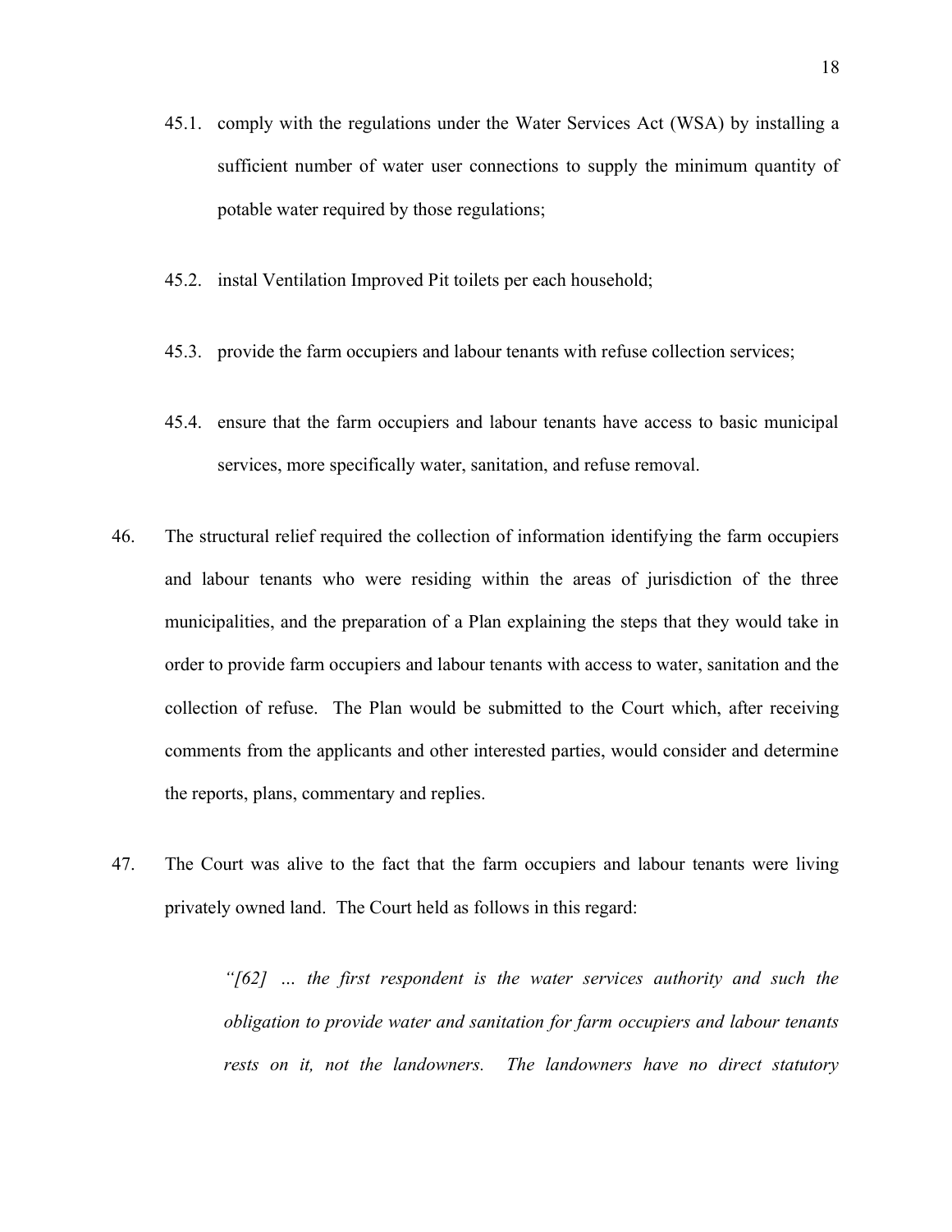45.1. comply with the regulations under the Water Services Act (WSA) by installing a sufficient number of water user connections to supply the minimum quantity of potable water required by those regulations;

45.2. instal Ventilation Improved Pit toilets per each household;

45.3. provide the farm occupiers and labour tenants with refuse collection services;

45.4. ensure that the farm occupiers and labour tenants have access to basic municipal services, more specifically water, sanitation, and refuse removal.

46. The structural relief required the collection of information identifying the farm occupiers and labour tenants who were residing within the areas of jurisdiction of the three municipalities, and the preparation of a Plan explaining the steps that they would take in order to provide farm occupiers and labour tenants with access to water, sanitation and the collection of refuse. The Plan would be submitted to the Court which, after receiving comments from the applicants and other interested parties, would consider and determine the reports, plans, commentary and replies.

47. The Court was alive to the fact that the farm occupiers and labour tenants were living privately owned land. The Court held as follows in this regard:

> *"[62] … the first respondent is the water services authority and such the obligation to provide water and sanitation for farm occupiers and labour tenants rests on it, not the landowners. The landowners have no direct statutory*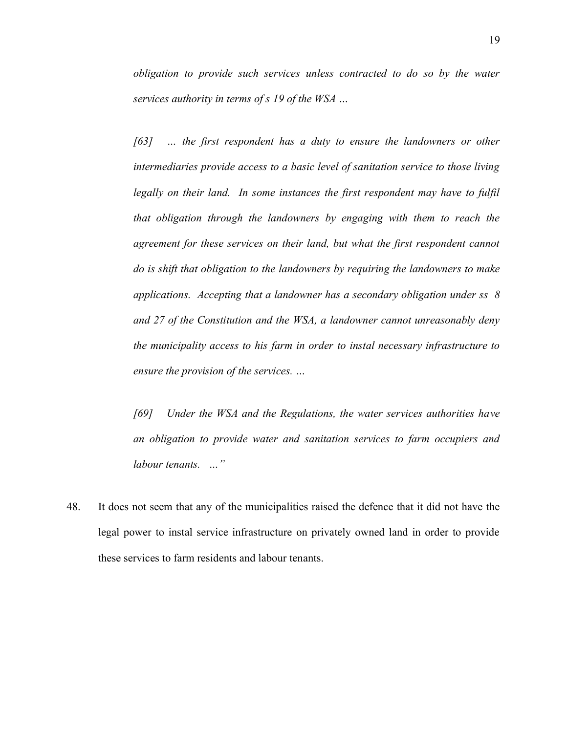> *obligation to provide such services unless contracted to do so by the water services authority in terms of s 19 of the WSA …*
>
> *[63] … the first respondent has a duty to ensure the landowners or other intermediaries provide access to a basic level of sanitation service to those living legally on their land. In some instances the first respondent may have to fulfil that obligation through the landowners by engaging with them to reach the agreement for these services on their land, but what the first respondent cannot do is shift that obligation to the landowners by requiring the landowners to make applications. Accepting that a landowner has a secondary obligation under ss 8 and 27 of the Constitution and the WSA, a landowner cannot unreasonably deny the municipality access to his farm in order to instal necessary infrastructure to ensure the provision of the services. …*
>
> *[69] Under the WSA and the Regulations, the water services authorities have an obligation to provide water and sanitation services to farm occupiers and labour tenants. …"*

48. It does not seem that any of the municipalities raised the defence that it did not have the legal power to instal service infrastructure on privately owned land in order to provide these services to farm residents and labour tenants.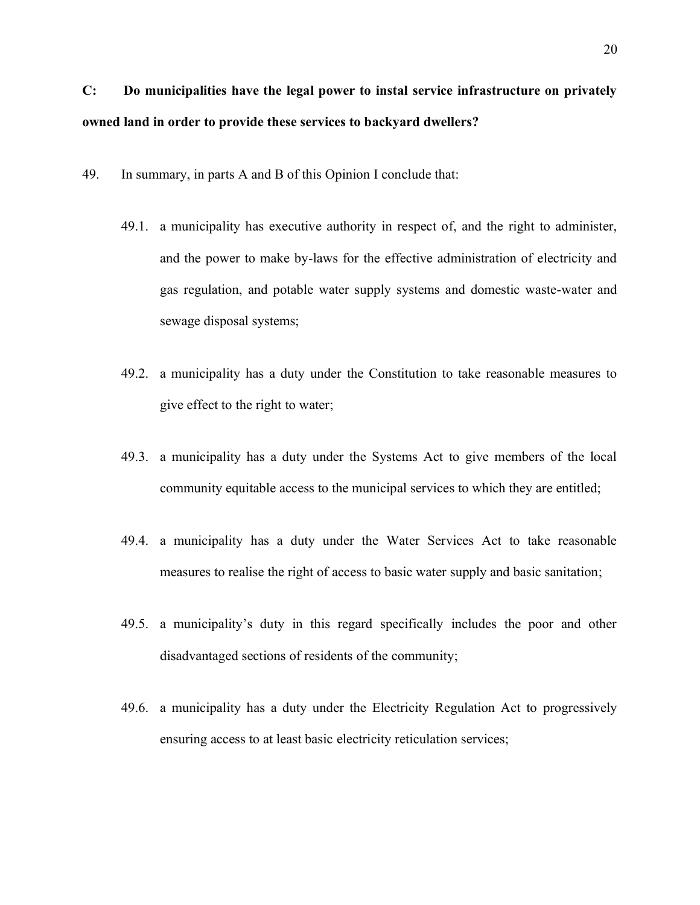## C: Do municipalities have the legal power to instal service infrastructure on privately owned land in order to provide these services to backyard dwellers?

49. In summary, in parts A and B of this Opinion I conclude that:

    49.1. a municipality has executive authority in respect of, and the right to administer, and the power to make by-laws for the effective administration of electricity and gas regulation, and potable water supply systems and domestic waste-water and sewage disposal systems;

    49.2. a municipality has a duty under the Constitution to take reasonable measures to give effect to the right to water;

    49.3. a municipality has a duty under the Systems Act to give members of the local community equitable access to the municipal services to which they are entitled;

    49.4. a municipality has a duty under the Water Services Act to take reasonable measures to realise the right of access to basic water supply and basic sanitation;

    49.5. a municipality's duty in this regard specifically includes the poor and other disadvantaged sections of residents of the community;

    49.6. a municipality has a duty under the Electricity Regulation Act to progressively ensuring access to at least basic electricity reticulation services;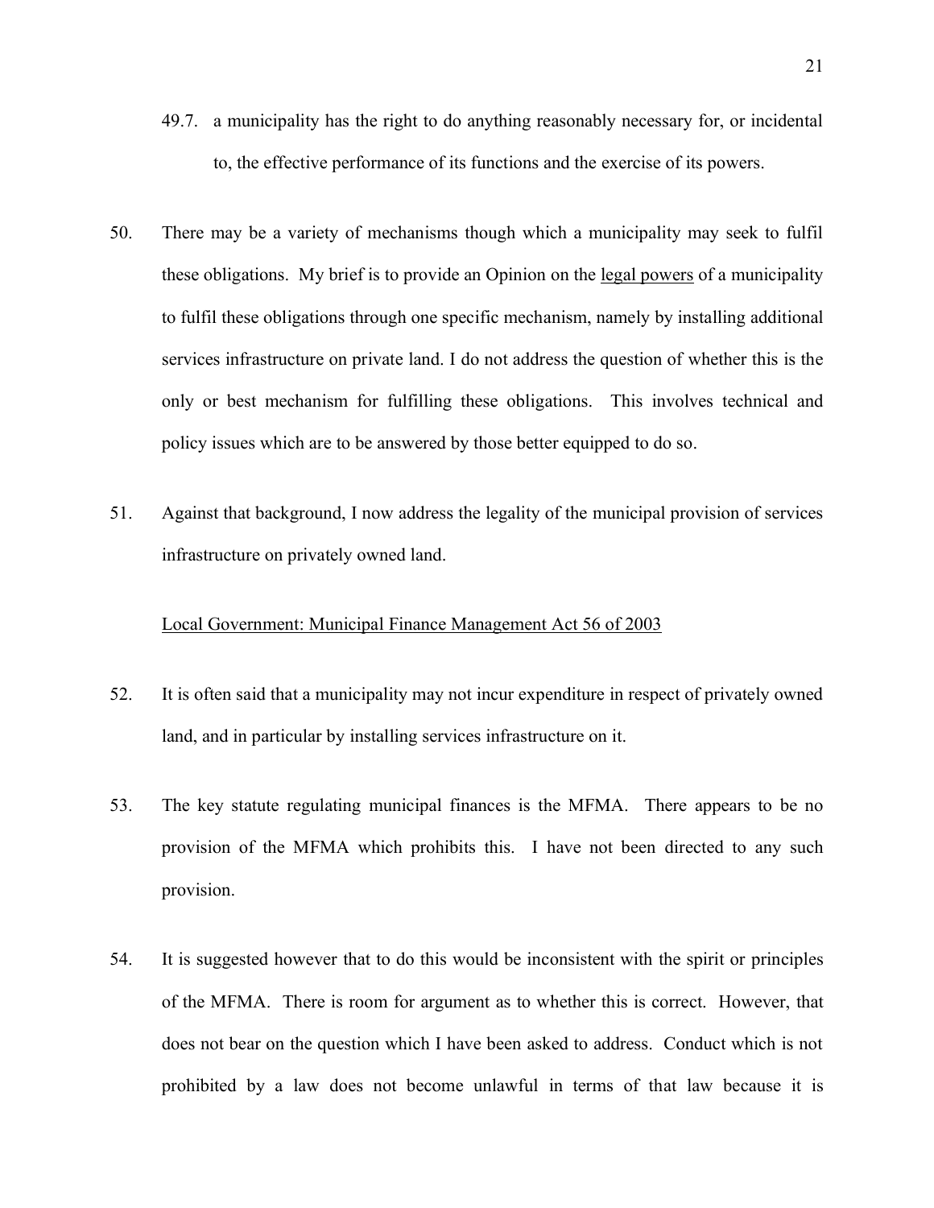49.7. a municipality has the right to do anything reasonably necessary for, or incidental to, the effective performance of its functions and the exercise of its powers.

50. There may be a variety of mechanisms though which a municipality may seek to fulfil these obligations. My brief is to provide an Opinion on the <u>legal powers</u> of a municipality to fulfil these obligations through one specific mechanism, namely by installing additional services infrastructure on private land. I do not address the question of whether this is the only or best mechanism for fulfilling these obligations. This involves technical and policy issues which are to be answered by those better equipped to do so.

51. Against that background, I now address the legality of the municipal provision of services infrastructure on privately owned land.

<u>Local Government: Municipal Finance Management Act 56 of 2003</u>

52. It is often said that a municipality may not incur expenditure in respect of privately owned land, and in particular by installing services infrastructure on it.

53. The key statute regulating municipal finances is the MFMA. There appears to be no provision of the MFMA which prohibits this. I have not been directed to any such provision.

54. It is suggested however that to do this would be inconsistent with the spirit or principles of the MFMA. There is room for argument as to whether this is correct. However, that does not bear on the question which I have been asked to address. Conduct which is not prohibited by a law does not become unlawful in terms of that law because it is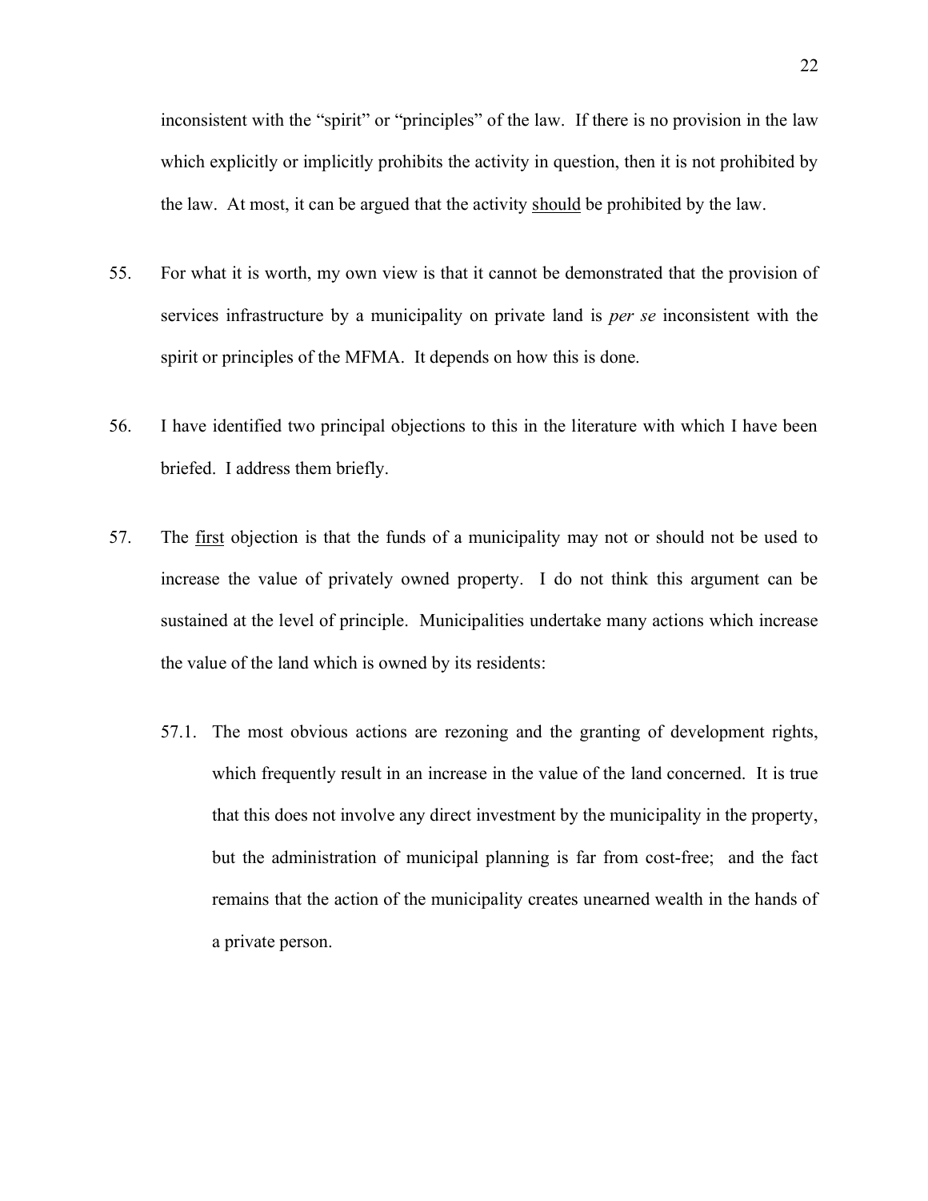inconsistent with the "spirit" or "principles" of the law. If there is no provision in the law which explicitly or implicitly prohibits the activity in question, then it is not prohibited by the law. At most, it can be argued that the activity <u>should</u> be prohibited by the law.

55. For what it is worth, my own view is that it cannot be demonstrated that the provision of services infrastructure by a municipality on private land is *per se* inconsistent with the spirit or principles of the MFMA. It depends on how this is done.

56. I have identified two principal objections to this in the literature with which I have been briefed. I address them briefly.

57. The <u>first</u> objection is that the funds of a municipality may not or should not be used to increase the value of privately owned property. I do not think this argument can be sustained at the level of principle. Municipalities undertake many actions which increase the value of the land which is owned by its residents:

    57.1. The most obvious actions are rezoning and the granting of development rights, which frequently result in an increase in the value of the land concerned. It is true that this does not involve any direct investment by the municipality in the property, but the administration of municipal planning is far from cost-free; and the fact remains that the action of the municipality creates unearned wealth in the hands of a private person.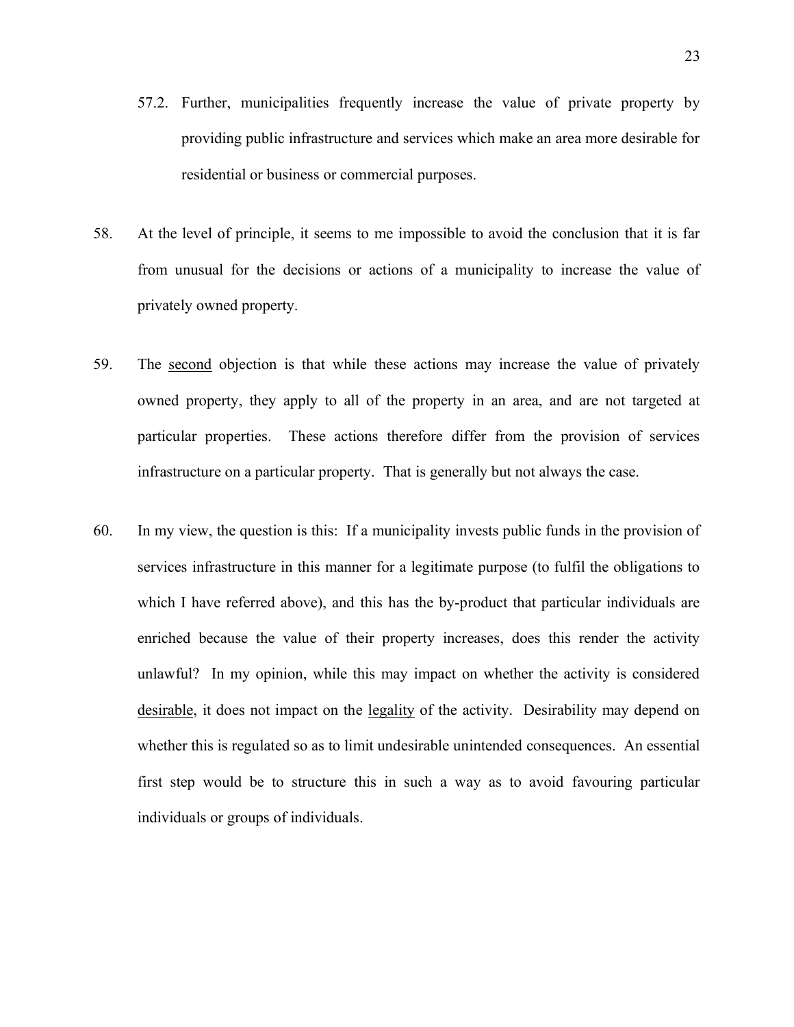57.2. Further, municipalities frequently increase the value of private property by providing public infrastructure and services which make an area more desirable for residential or business or commercial purposes.

58. At the level of principle, it seems to me impossible to avoid the conclusion that it is far from unusual for the decisions or actions of a municipality to increase the value of privately owned property.

59. The <u>second</u> objection is that while these actions may increase the value of privately owned property, they apply to all of the property in an area, and are not targeted at particular properties. These actions therefore differ from the provision of services infrastructure on a particular property. That is generally but not always the case.

60. In my view, the question is this: If a municipality invests public funds in the provision of services infrastructure in this manner for a legitimate purpose (to fulfil the obligations to which I have referred above), and this has the by-product that particular individuals are enriched because the value of their property increases, does this render the activity unlawful? In my opinion, while this may impact on whether the activity is considered <u>desirable</u>, it does not impact on the <u>legality</u> of the activity. Desirability may depend on whether this is regulated so as to limit undesirable unintended consequences. An essential first step would be to structure this in such a way as to avoid favouring particular individuals or groups of individuals.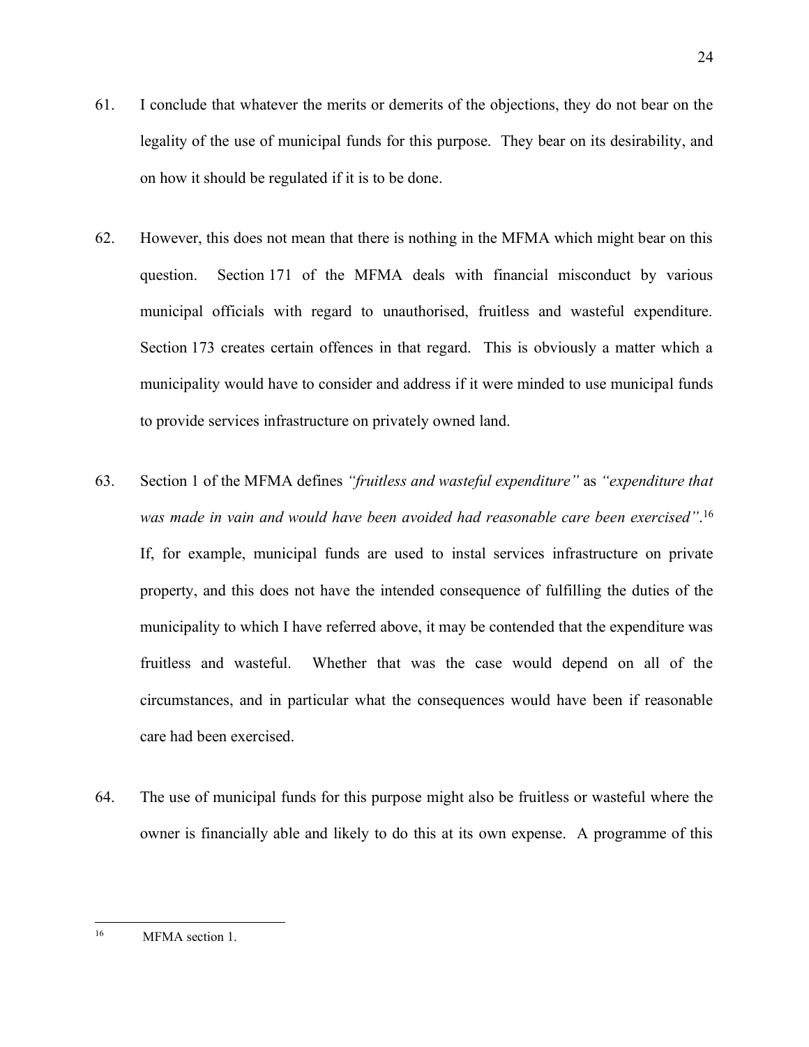61. I conclude that whatever the merits or demerits of the objections, they do not bear on the legality of the use of municipal funds for this purpose. They bear on its desirability, and on how it should be regulated if it is to be done.

62. However, this does not mean that there is nothing in the MFMA which might bear on this question. Section 171 of the MFMA deals with financial misconduct by various municipal officials with regard to unauthorised, fruitless and wasteful expenditure. Section 173 creates certain offences in that regard. This is obviously a matter which a municipality would have to consider and address if it were minded to use municipal funds to provide services infrastructure on privately owned land.

63. Section 1 of the MFMA defines *"fruitless and wasteful expenditure"* as *"expenditure that was made in vain and would have been avoided had reasonable care been exercised"*.[16] If, for example, municipal funds are used to instal services infrastructure on private property, and this does not have the intended consequence of fulfilling the duties of the municipality to which I have referred above, it may be contended that the expenditure was fruitless and wasteful. Whether that was the case would depend on all of the circumstances, and in particular what the consequences would have been if reasonable care had been exercised.

64. The use of municipal funds for this purpose might also be fruitless or wasteful where the owner is financially able and likely to do this at its own expense. A programme of this

---

[16] MFMA section 1.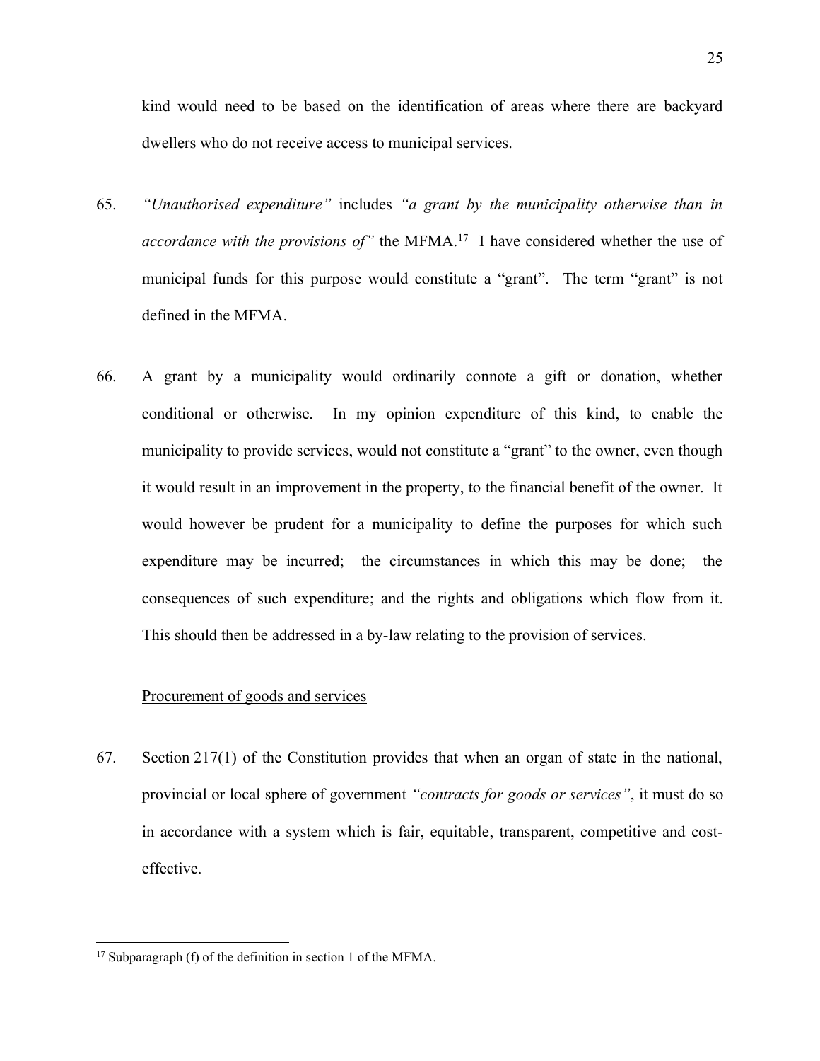kind would need to be based on the identification of areas where there are backyard dwellers who do not receive access to municipal services.

65. *"Unauthorised expenditure"* includes *"a grant by the municipality otherwise than in accordance with the provisions of"* the MFMA.[17] I have considered whether the use of municipal funds for this purpose would constitute a "grant". The term "grant" is not defined in the MFMA.

66. A grant by a municipality would ordinarily connote a gift or donation, whether conditional or otherwise. In my opinion expenditure of this kind, to enable the municipality to provide services, would not constitute a "grant" to the owner, even though it would result in an improvement in the property, to the financial benefit of the owner. It would however be prudent for a municipality to define the purposes for which such expenditure may be incurred; the circumstances in which this may be done; the consequences of such expenditure; and the rights and obligations which flow from it. This should then be addressed in a by-law relating to the provision of services.

<u>Procurement of goods and services</u>

67. Section 217(1) of the Constitution provides that when an organ of state in the national, provincial or local sphere of government *"contracts for goods or services"*, it must do so in accordance with a system which is fair, equitable, transparent, competitive and cost-effective.

---

[17] Subparagraph (f) of the definition in section 1 of the MFMA.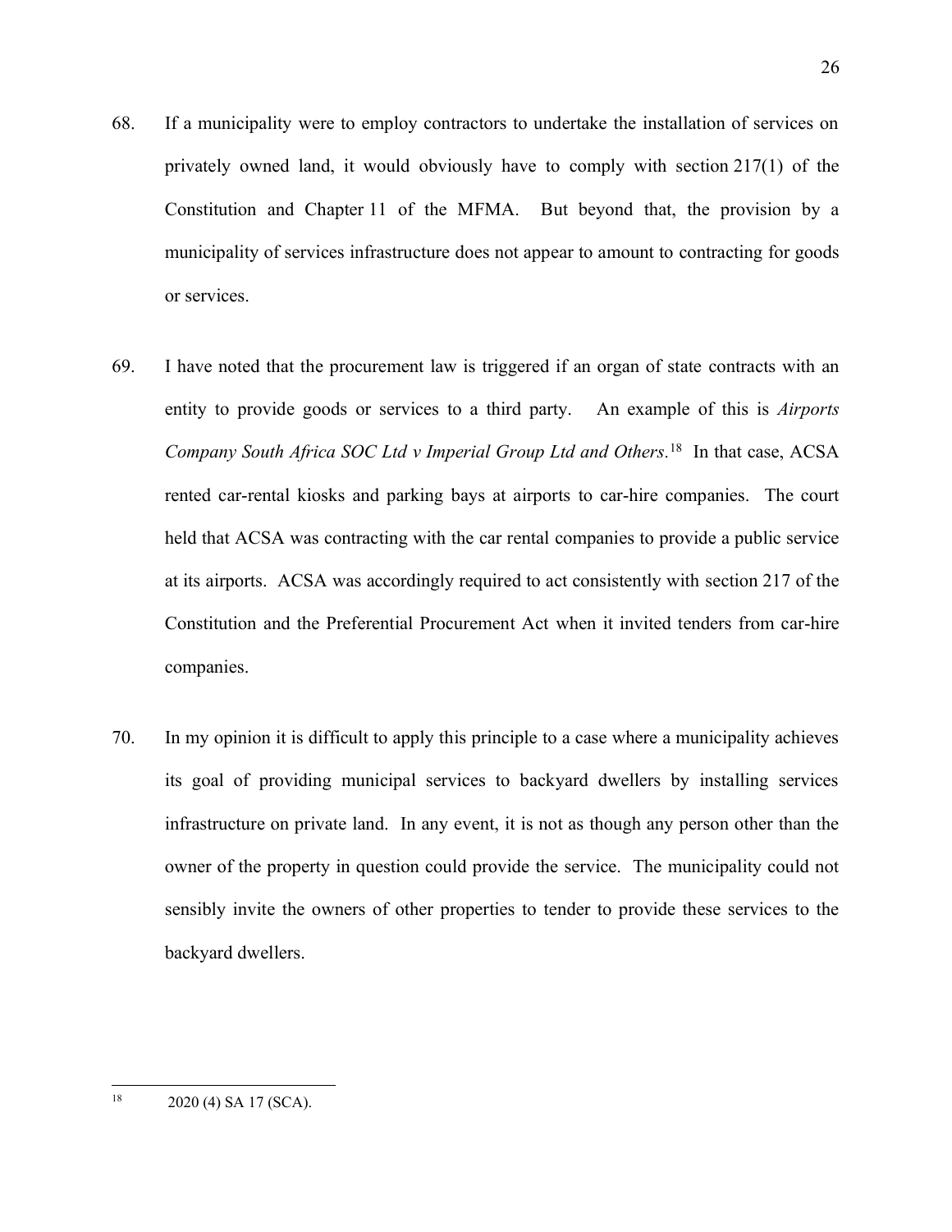68. If a municipality were to employ contractors to undertake the installation of services on privately owned land, it would obviously have to comply with section 217(1) of the Constitution and Chapter 11 of the MFMA. But beyond that, the provision by a municipality of services infrastructure does not appear to amount to contracting for goods or services.

69. I have noted that the procurement law is triggered if an organ of state contracts with an entity to provide goods or services to a third party. An example of this is *Airports Company South Africa SOC Ltd v Imperial Group Ltd and Others*.[18] In that case, ACSA rented car-rental kiosks and parking bays at airports to car-hire companies. The court held that ACSA was contracting with the car rental companies to provide a public service at its airports. ACSA was accordingly required to act consistently with section 217 of the Constitution and the Preferential Procurement Act when it invited tenders from car-hire companies.

70. In my opinion it is difficult to apply this principle to a case where a municipality achieves its goal of providing municipal services to backyard dwellers by installing services infrastructure on private land. In any event, it is not as though any person other than the owner of the property in question could provide the service. The municipality could not sensibly invite the owners of other properties to tender to provide these services to the backyard dwellers.

---

[18] 2020 (4) SA 17 (SCA).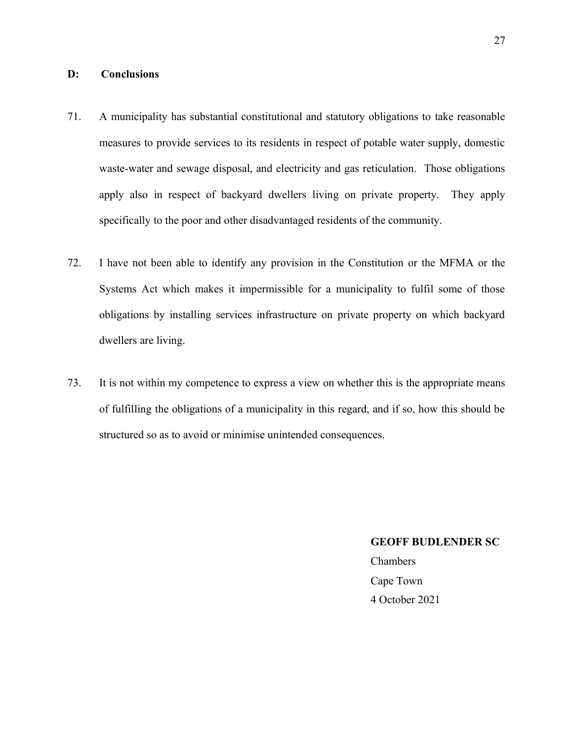## D: Conclusions

71. A municipality has substantial constitutional and statutory obligations to take reasonable measures to provide services to its residents in respect of potable water supply, domestic waste-water and sewage disposal, and electricity and gas reticulation. Those obligations apply also in respect of backyard dwellers living on private property. They apply specifically to the poor and other disadvantaged residents of the community.

72. I have not been able to identify any provision in the Constitution or the MFMA or the Systems Act which makes it impermissible for a municipality to fulfil some of those obligations by installing services infrastructure on private property on which backyard dwellers are living.

73. It is not within my competence to express a view on whether this is the appropriate means of fulfilling the obligations of a municipality in this regard, and if so, how this should be structured so as to avoid or minimise unintended consequences.

**GEOFF BUDLENDER SC**

Chambers

Cape Town

4 October 2021